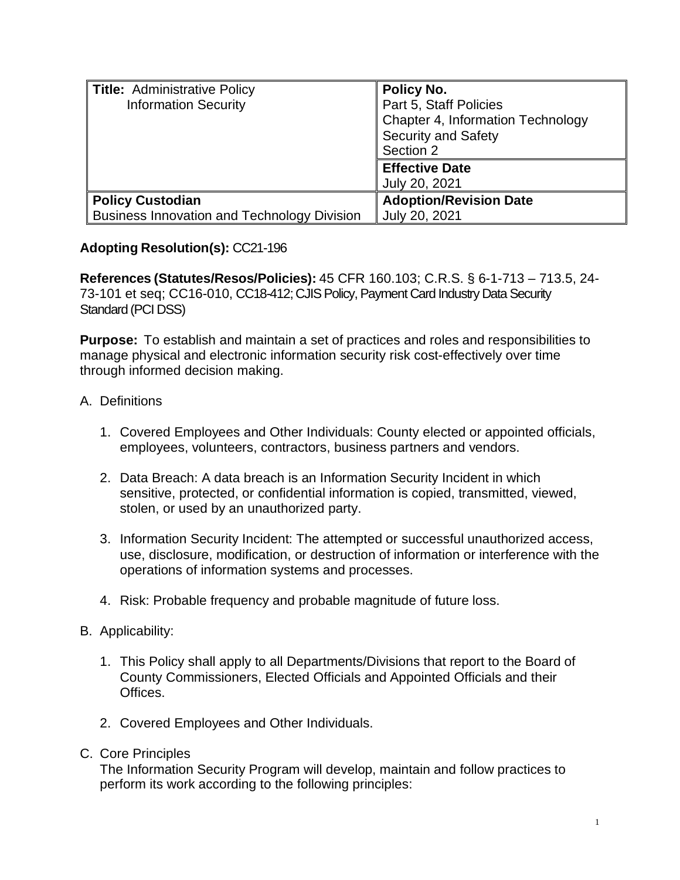| **Title:** Administrative Policy Information Security | **Policy No.** Part 5, Staff Policies Chapter 4, Information Technology Security and Safety Section 2 |
| --- | --- |
| | **Effective Date** July 20, 2021 |
| **Policy Custodian** Business Innovation and Technology Division | **Adoption/Revision Date** July 20, 2021 |

**Adopting Resolution(s):** CC21-196

**References (Statutes/Resos/Policies):** 45 CFR 160.103; C.R.S. § 6-1-713 – 713.5, 24-73-101 et seq; CC16-010, CC18-412; CJIS Policy, Payment Card Industry Data Security Standard (PCI DSS)

**Purpose:** To establish and maintain a set of practices and roles and responsibilities to manage physical and electronic information security risk cost-effectively over time through informed decision making.

A. Definitions

1. Covered Employees and Other Individuals: County elected or appointed officials, employees, volunteers, contractors, business partners and vendors.

2. Data Breach: A data breach is an Information Security Incident in which sensitive, protected, or confidential information is copied, transmitted, viewed, stolen, or used by an unauthorized party.

3. Information Security Incident: The attempted or successful unauthorized access, use, disclosure, modification, or destruction of information or interference with the operations of information systems and processes.

4. Risk: Probable frequency and probable magnitude of future loss.

B. Applicability:

1. This Policy shall apply to all Departments/Divisions that report to the Board of County Commissioners, Elected Officials and Appointed Officials and their Offices.

2. Covered Employees and Other Individuals.

C. Core Principles

The Information Security Program will develop, maintain and follow practices to perform its work according to the following principles: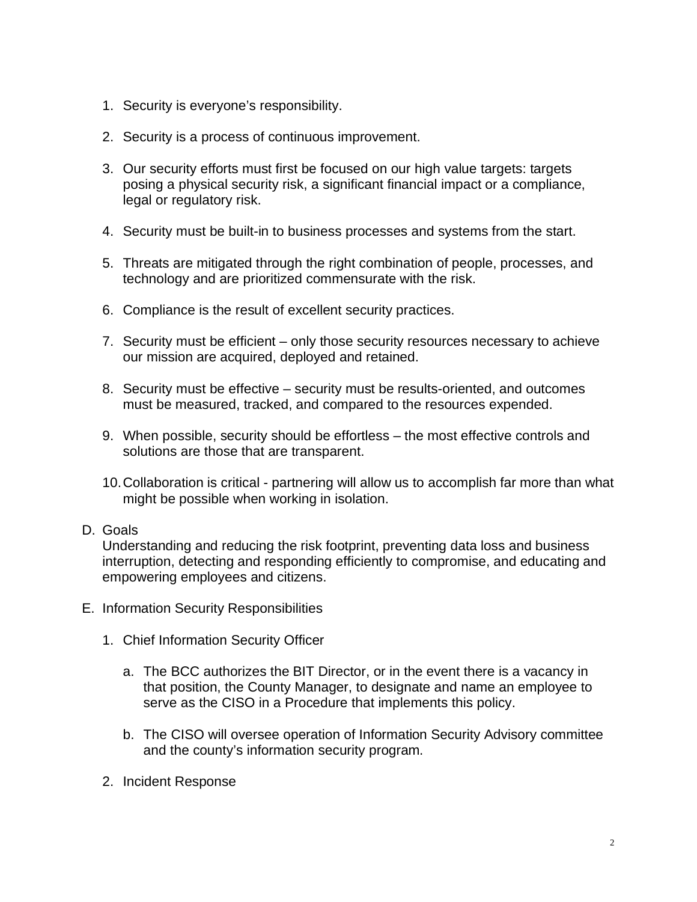1. Security is everyone’s responsibility.
2. Security is a process of continuous improvement.
3. Our security efforts must first be focused on our high value targets: targets posing a physical security risk, a significant financial impact or a compliance, legal or regulatory risk.
4. Security must be built-in to business processes and systems from the start.
5. Threats are mitigated through the right combination of people, processes, and technology and are prioritized commensurate with the risk.
6. Compliance is the result of excellent security practices.
7. Security must be efficient – only those security resources necessary to achieve our mission are acquired, deployed and retained.
8. Security must be effective – security must be results-oriented, and outcomes must be measured, tracked, and compared to the resources expended.
9. When possible, security should be effortless – the most effective controls and solutions are those that are transparent.
10. Collaboration is critical - partnering will allow us to accomplish far more than what might be possible when working in isolation.

D. Goals

Understanding and reducing the risk footprint, preventing data loss and business interruption, detecting and responding efficiently to compromise, and educating and empowering employees and citizens.

E. Information Security Responsibilities

1. Chief Information Security Officer

   a. The BCC authorizes the BIT Director, or in the event there is a vacancy in that position, the County Manager, to designate and name an employee to serve as the CISO in a Procedure that implements this policy.

   b. The CISO will oversee operation of Information Security Advisory committee and the county’s information security program.

2. Incident Response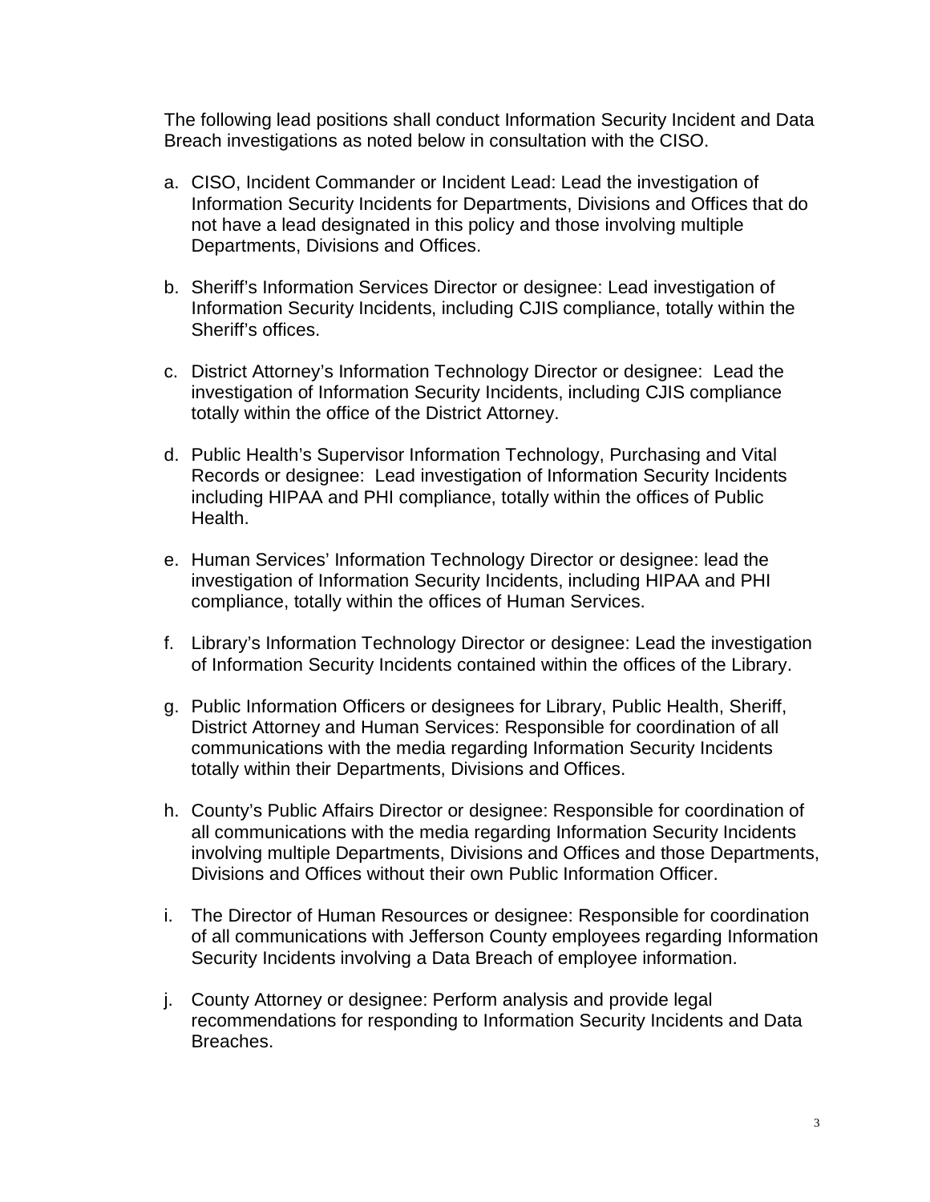The following lead positions shall conduct Information Security Incident and Data Breach investigations as noted below in consultation with the CISO.

a. CISO, Incident Commander or Incident Lead: Lead the investigation of Information Security Incidents for Departments, Divisions and Offices that do not have a lead designated in this policy and those involving multiple Departments, Divisions and Offices.

b. Sheriff's Information Services Director or designee: Lead investigation of Information Security Incidents, including CJIS compliance, totally within the Sheriff's offices.

c. District Attorney's Information Technology Director or designee: Lead the investigation of Information Security Incidents, including CJIS compliance totally within the office of the District Attorney.

d. Public Health's Supervisor Information Technology, Purchasing and Vital Records or designee: Lead investigation of Information Security Incidents including HIPAA and PHI compliance, totally within the offices of Public Health.

e. Human Services' Information Technology Director or designee: lead the investigation of Information Security Incidents, including HIPAA and PHI compliance, totally within the offices of Human Services.

f. Library's Information Technology Director or designee: Lead the investigation of Information Security Incidents contained within the offices of the Library.

g. Public Information Officers or designees for Library, Public Health, Sheriff, District Attorney and Human Services: Responsible for coordination of all communications with the media regarding Information Security Incidents totally within their Departments, Divisions and Offices.

h. County's Public Affairs Director or designee: Responsible for coordination of all communications with the media regarding Information Security Incidents involving multiple Departments, Divisions and Offices and those Departments, Divisions and Offices without their own Public Information Officer.

i. The Director of Human Resources or designee: Responsible for coordination of all communications with Jefferson County employees regarding Information Security Incidents involving a Data Breach of employee information.

j. County Attorney or designee: Perform analysis and provide legal recommendations for responding to Information Security Incidents and Data Breaches.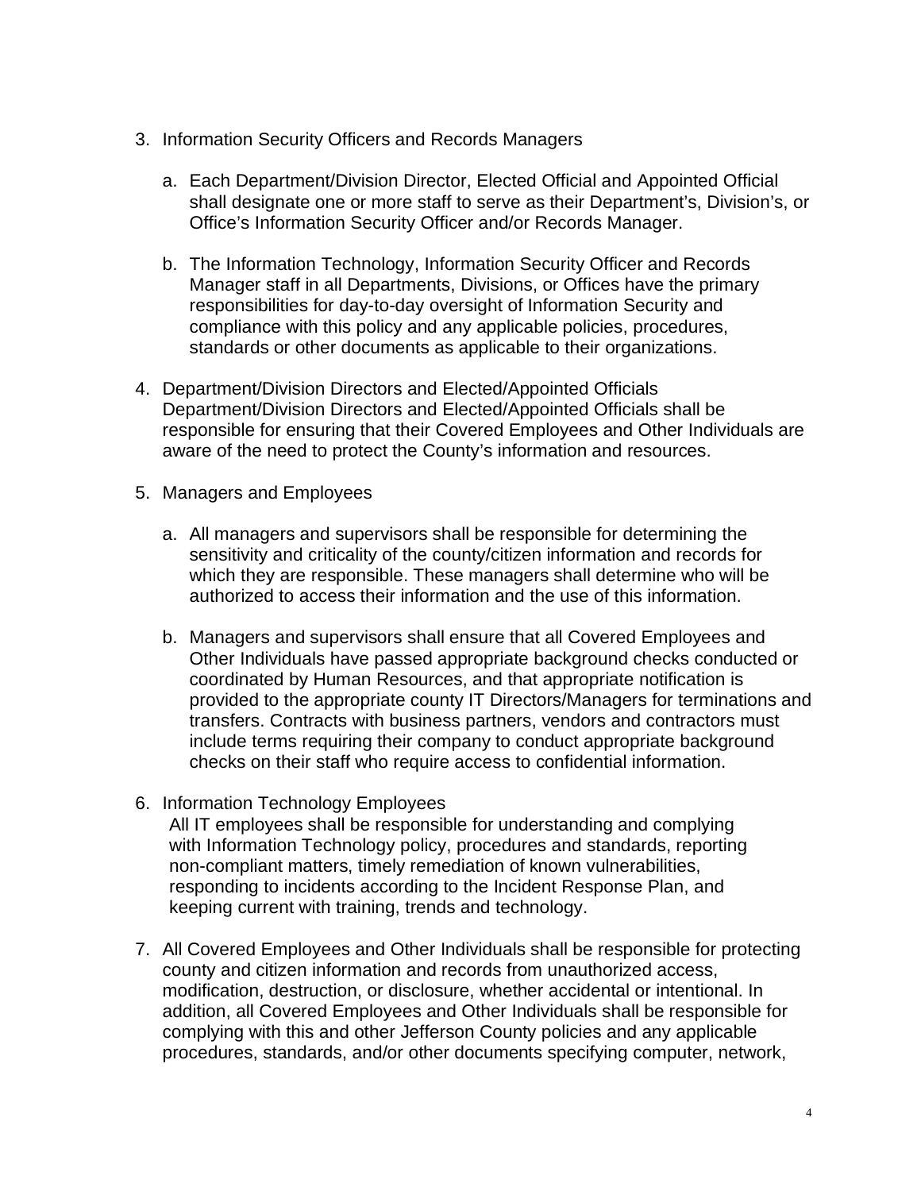3. Information Security Officers and Records Managers

   a. Each Department/Division Director, Elected Official and Appointed Official shall designate one or more staff to serve as their Department's, Division's, or Office's Information Security Officer and/or Records Manager.

   b. The Information Technology, Information Security Officer and Records Manager staff in all Departments, Divisions, or Offices have the primary responsibilities for day-to-day oversight of Information Security and compliance with this policy and any applicable policies, procedures, standards or other documents as applicable to their organizations.

4. Department/Division Directors and Elected/Appointed Officials
   Department/Division Directors and Elected/Appointed Officials shall be responsible for ensuring that their Covered Employees and Other Individuals are aware of the need to protect the County's information and resources.

5. Managers and Employees

   a. All managers and supervisors shall be responsible for determining the sensitivity and criticality of the county/citizen information and records for which they are responsible. These managers shall determine who will be authorized to access their information and the use of this information.

   b. Managers and supervisors shall ensure that all Covered Employees and Other Individuals have passed appropriate background checks conducted or coordinated by Human Resources, and that appropriate notification is provided to the appropriate county IT Directors/Managers for terminations and transfers. Contracts with business partners, vendors and contractors must include terms requiring their company to conduct appropriate background checks on their staff who require access to confidential information.

6. Information Technology Employees
   All IT employees shall be responsible for understanding and complying with Information Technology policy, procedures and standards, reporting non-compliant matters, timely remediation of known vulnerabilities, responding to incidents according to the Incident Response Plan, and keeping current with training, trends and technology.

7. All Covered Employees and Other Individuals shall be responsible for protecting county and citizen information and records from unauthorized access, modification, destruction, or disclosure, whether accidental or intentional. In addition, all Covered Employees and Other Individuals shall be responsible for complying with this and other Jefferson County policies and any applicable procedures, standards, and/or other documents specifying computer, network,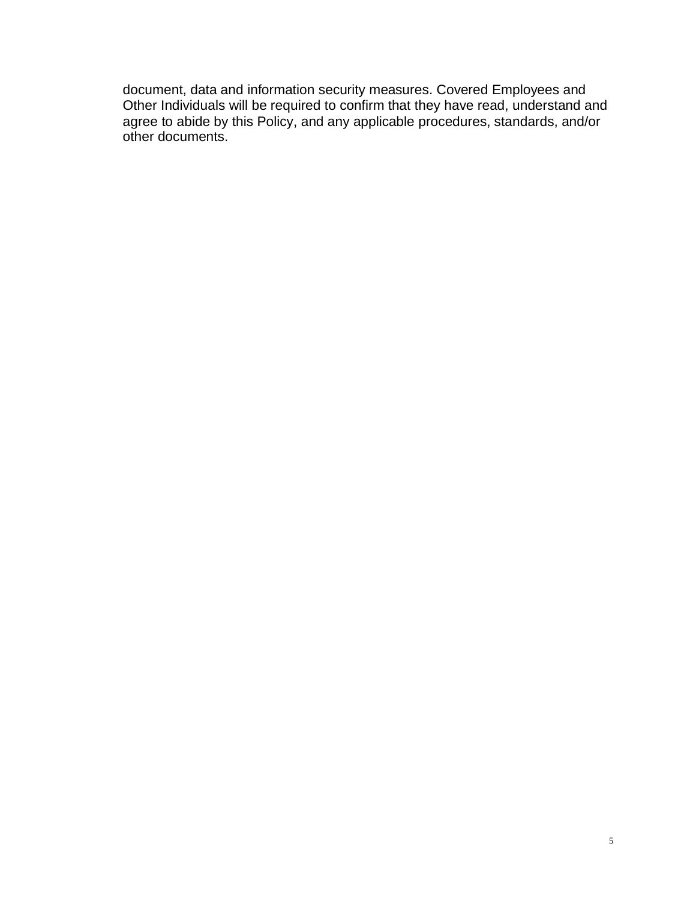document, data and information security measures. Covered Employees and Other Individuals will be required to confirm that they have read, understand and agree to abide by this Policy, and any applicable procedures, standards, and/or other documents.